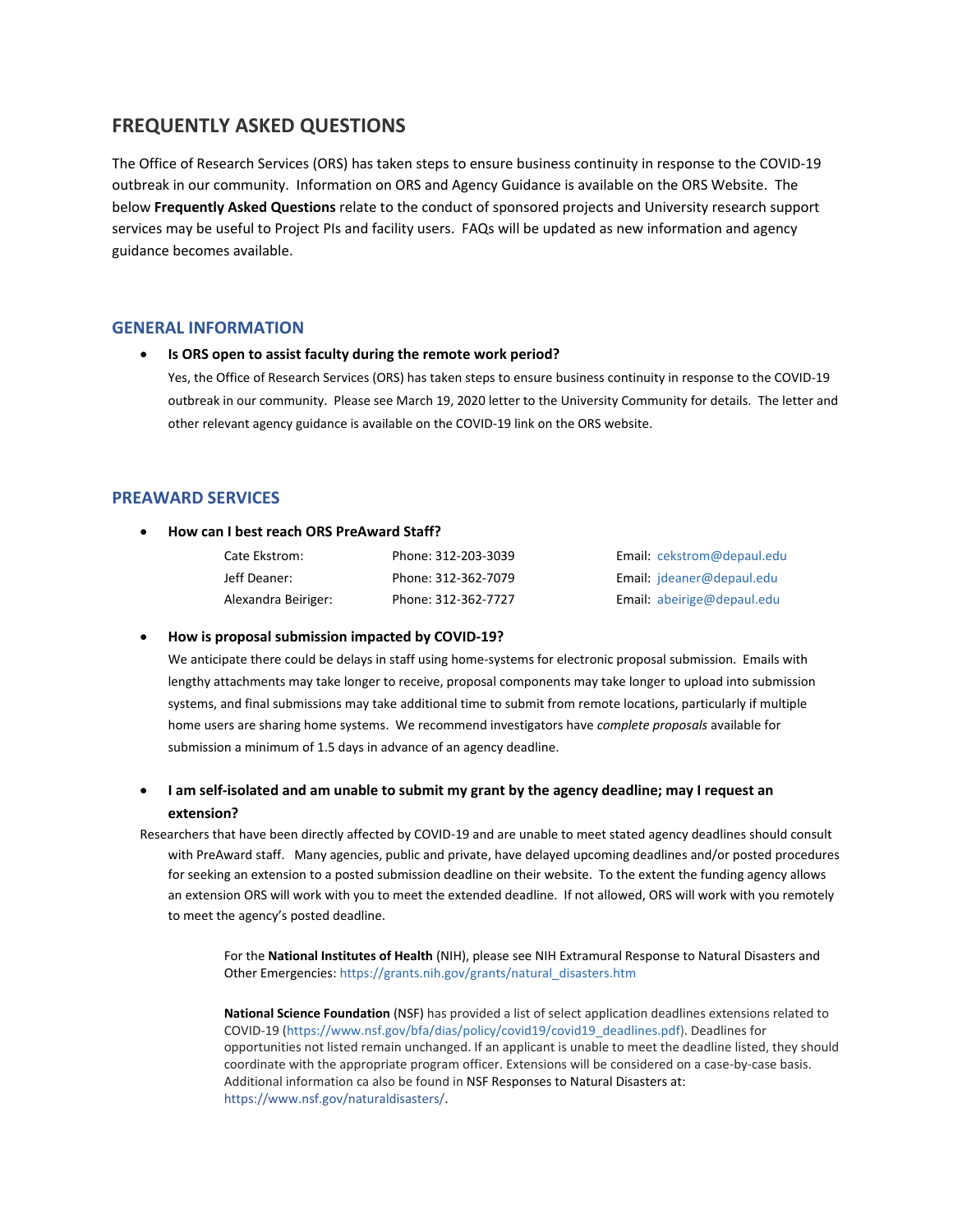# FREQUENTLY ASKED QUESTIONS

The Office of Research Services (ORS) has taken steps to ensure business continuity in response to the COVID-19 outbreak in our community. Information on ORS and Agency Guidance is available on the ORS Website. The below **Frequently Asked Questions** relate to the conduct of sponsored projects and University research support services may be useful to Project PIs and facility users. FAQs will be updated as new information and agency guidance becomes available.

## GENERAL INFORMATION

- **Is ORS open to assist faculty during the remote work period?**

  Yes, the Office of Research Services (ORS) has taken steps to ensure business continuity in response to the COVID-19 outbreak in our community. Please see March 19, 2020 letter to the University Community for details. The letter and other relevant agency guidance is available on the COVID-19 link on the ORS website.

## PREAWARD SERVICES

- **How can I best reach ORS PreAward Staff?**

| | | |
|---|---|---|
| Cate Ekstrom: | Phone: 312-203-3039 | Email: cekstrom@depaul.edu |
| Jeff Deaner: | Phone: 312-362-7079 | Email: jdeaner@depaul.edu |
| Alexandra Beiriger: | Phone: 312-362-7727 | Email: abeirige@depaul.edu |

- **How is proposal submission impacted by COVID-19?**

  We anticipate there could be delays in staff using home-systems for electronic proposal submission. Emails with lengthy attachments may take longer to receive, proposal components may take longer to upload into submission systems, and final submissions may take additional time to submit from remote locations, particularly if multiple home users are sharing home systems. We recommend investigators have *complete proposals* available for submission a minimum of 1.5 days in advance of an agency deadline.

- **I am self-isolated and am unable to submit my grant by the agency deadline; may I request an extension?**

Researchers that have been directly affected by COVID-19 and are unable to meet stated agency deadlines should consult with PreAward staff. Many agencies, public and private, have delayed upcoming deadlines and/or posted procedures for seeking an extension to a posted submission deadline on their website. To the extent the funding agency allows an extension ORS will work with you to meet the extended deadline. If not allowed, ORS will work with you remotely to meet the agency's posted deadline.

For the **National Institutes of Health** (NIH), please see NIH Extramural Response to Natural Disasters and Other Emergencies: https://grants.nih.gov/grants/natural_disasters.htm

**National Science Foundation** (NSF) has provided a list of select application deadlines extensions related to COVID-19 (https://www.nsf.gov/bfa/dias/policy/covid19/covid19_deadlines.pdf). Deadlines for opportunities not listed remain unchanged. If an applicant is unable to meet the deadline listed, they should coordinate with the appropriate program officer. Extensions will be considered on a case-by-case basis. Additional information ca also be found in NSF Responses to Natural Disasters at: https://www.nsf.gov/naturaldisasters/.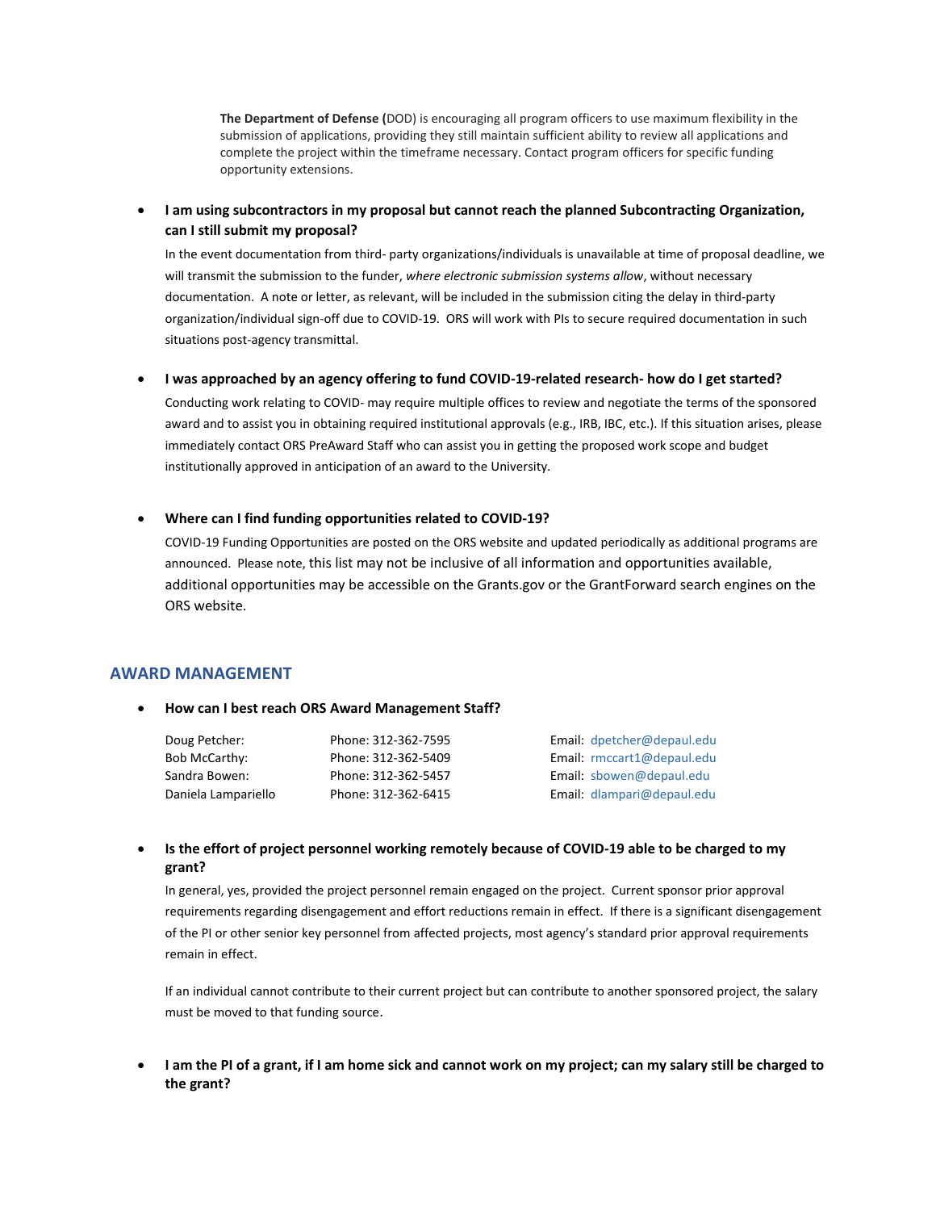**The Department of Defense (**DOD) is encouraging all program officers to use maximum flexibility in the submission of applications, providing they still maintain sufficient ability to review all applications and complete the project within the timeframe necessary. Contact program officers for specific funding opportunity extensions.

- **I am using subcontractors in my proposal but cannot reach the planned Subcontracting Organization, can I still submit my proposal?**

  In the event documentation from third- party organizations/individuals is unavailable at time of proposal deadline, we will transmit the submission to the funder, *where electronic submission systems allow*, without necessary documentation. A note or letter, as relevant, will be included in the submission citing the delay in third-party organization/individual sign-off due to COVID-19. ORS will work with PIs to secure required documentation in such situations post-agency transmittal.

- **I was approached by an agency offering to fund COVID-19-related research- how do I get started?**

  Conducting work relating to COVID- may require multiple offices to review and negotiate the terms of the sponsored award and to assist you in obtaining required institutional approvals (e.g., IRB, IBC, etc.). If this situation arises, please immediately contact ORS PreAward Staff who can assist you in getting the proposed work scope and budget institutionally approved in anticipation of an award to the University.

- **Where can I find funding opportunities related to COVID-19?**

  COVID-19 Funding Opportunities are posted on the ORS website and updated periodically as additional programs are announced. Please note, this list may not be inclusive of all information and opportunities available, additional opportunities may be accessible on the Grants.gov or the GrantForward search engines on the ORS website.

## AWARD MANAGEMENT

- **How can I best reach ORS Award Management Staff?**

| | | |
|---|---|---|
| Doug Petcher: | Phone: 312-362-7595 | Email: dpetcher@depaul.edu |
| Bob McCarthy: | Phone: 312-362-5409 | Email: rmccart1@depaul.edu |
| Sandra Bowen: | Phone: 312-362-5457 | Email: sbowen@depaul.edu |
| Daniela Lampariello | Phone: 312-362-6415 | Email: dlampari@depaul.edu |

- **Is the effort of project personnel working remotely because of COVID-19 able to be charged to my grant?**

  In general, yes, provided the project personnel remain engaged on the project. Current sponsor prior approval requirements regarding disengagement and effort reductions remain in effect. If there is a significant disengagement of the PI or other senior key personnel from affected projects, most agency's standard prior approval requirements remain in effect.

  If an individual cannot contribute to their current project but can contribute to another sponsored project, the salary must be moved to that funding source.

- **I am the PI of a grant, if I am home sick and cannot work on my project; can my salary still be charged to the grant?**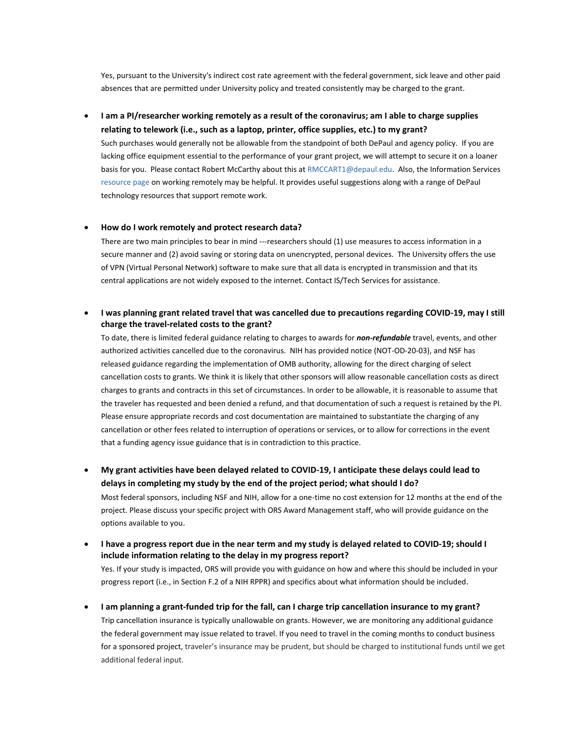Yes, pursuant to the University's indirect cost rate agreement with the federal government, sick leave and other paid absences that are permitted under University policy and treated consistently may be charged to the grant.

- **I am a PI/researcher working remotely as a result of the coronavirus; am I able to charge supplies relating to telework (i.e., such as a laptop, printer, office supplies, etc.) to my grant?**
  Such purchases would generally not be allowable from the standpoint of both DePaul and agency policy. If you are lacking office equipment essential to the performance of your grant project, we will attempt to secure it on a loaner basis for you. Please contact Robert McCarthy about this at RMCCART1@depaul.edu. Also, the Information Services resource page on working remotely may be helpful. It provides useful suggestions along with a range of DePaul technology resources that support remote work.

- **How do I work remotely and protect research data?**
  There are two main principles to bear in mind ---researchers should (1) use measures to access information in a secure manner and (2) avoid saving or storing data on unencrypted, personal devices. The University offers the use of VPN (Virtual Personal Network) software to make sure that all data is encrypted in transmission and that its central applications are not widely exposed to the internet. Contact IS/Tech Services for assistance.

- **I was planning grant related travel that was cancelled due to precautions regarding COVID-19, may I still charge the travel-related costs to the grant?**
  To date, there is limited federal guidance relating to charges to awards for ***non-refundable*** travel, events, and other authorized activities cancelled due to the coronavirus. NIH has provided notice (NOT-OD-20-03), and NSF has released guidance regarding the implementation of OMB authority, allowing for the direct charging of select cancellation costs to grants. We think it is likely that other sponsors will allow reasonable cancellation costs as direct charges to grants and contracts in this set of circumstances. In order to be allowable, it is reasonable to assume that the traveler has requested and been denied a refund, and that documentation of such a request is retained by the PI. Please ensure appropriate records and cost documentation are maintained to substantiate the charging of any cancellation or other fees related to interruption of operations or services, or to allow for corrections in the event that a funding agency issue guidance that is in contradiction to this practice.

- **My grant activities have been delayed related to COVID-19, I anticipate these delays could lead to delays in completing my study by the end of the project period; what should I do?**
  Most federal sponsors, including NSF and NIH, allow for a one-time no cost extension for 12 months at the end of the project. Please discuss your specific project with ORS Award Management staff, who will provide guidance on the options available to you.

- **I have a progress report due in the near term and my study is delayed related to COVID-19; should I include information relating to the delay in my progress report?**
  Yes. If your study is impacted, ORS will provide you with guidance on how and where this should be included in your progress report (i.e., in Section F.2 of a NIH RPPR) and specifics about what information should be included.

- **I am planning a grant-funded trip for the fall, can I charge trip cancellation insurance to my grant?**
  Trip cancellation insurance is typically unallowable on grants. However, we are monitoring any additional guidance the federal government may issue related to travel. If you need to travel in the coming months to conduct business for a sponsored project, traveler's insurance may be prudent, but should be charged to institutional funds until we get additional federal input.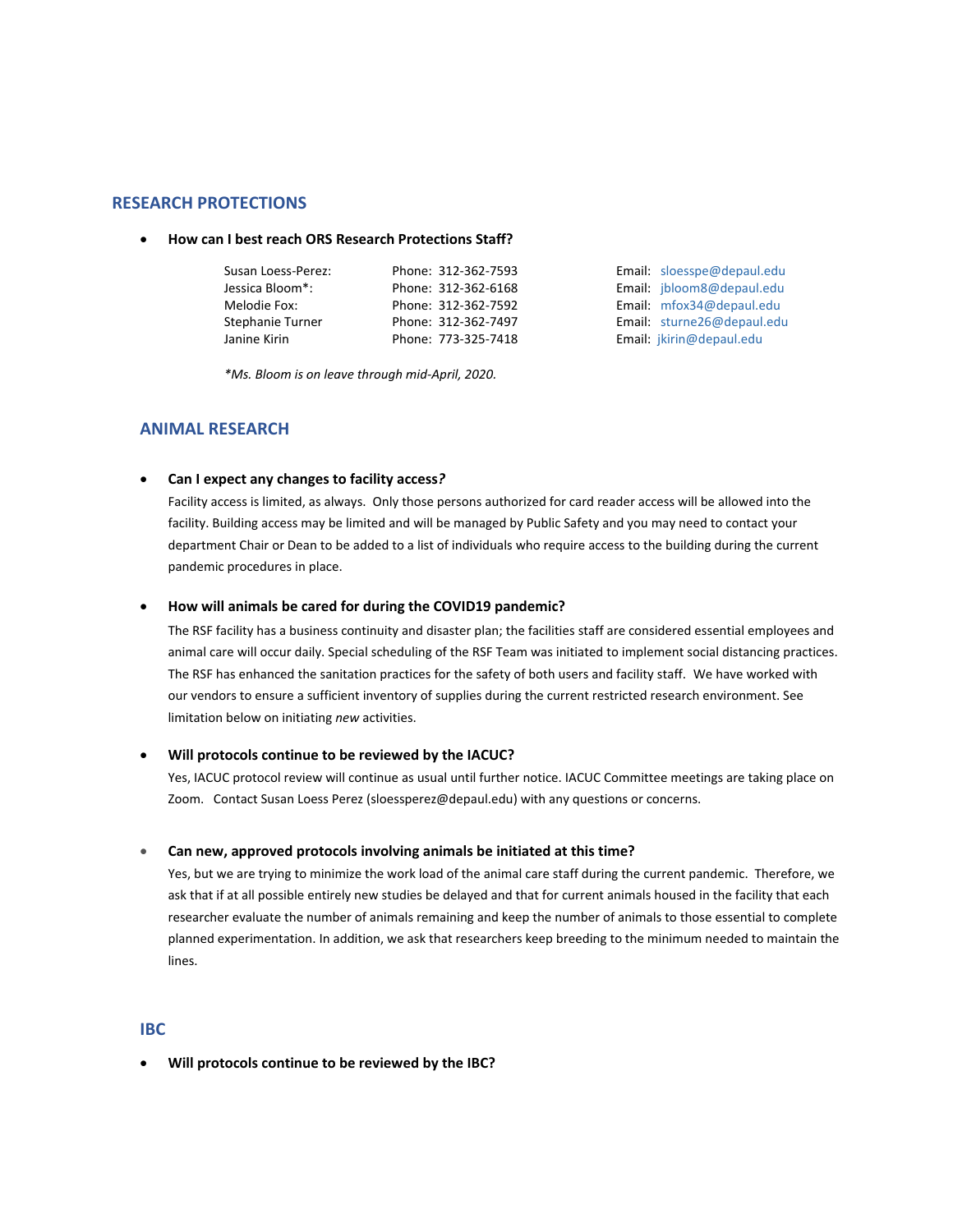## RESEARCH PROTECTIONS

- **How can I best reach ORS Research Protections Staff?**

| | | |
|---|---|---|
| Susan Loess-Perez: | Phone: 312-362-7593 | Email: sloesspe@depaul.edu |
| Jessica Bloom*: | Phone: 312-362-6168 | Email: jbloom8@depaul.edu |
| Melodie Fox: | Phone: 312-362-7592 | Email: mfox34@depaul.edu |
| Stephanie Turner | Phone: 312-362-7497 | Email: sturne26@depaul.edu |
| Janine Kirin | Phone: 773-325-7418 | Email: jkirin@depaul.edu |

*\*Ms. Bloom is on leave through mid-April, 2020.*

## ANIMAL RESEARCH

- **Can I expect any changes to facility access?**

  Facility access is limited, as always. Only those persons authorized for card reader access will be allowed into the facility. Building access may be limited and will be managed by Public Safety and you may need to contact your department Chair or Dean to be added to a list of individuals who require access to the building during the current pandemic procedures in place.

- **How will animals be cared for during the COVID19 pandemic?**

  The RSF facility has a business continuity and disaster plan; the facilities staff are considered essential employees and animal care will occur daily. Special scheduling of the RSF Team was initiated to implement social distancing practices. The RSF has enhanced the sanitation practices for the safety of both users and facility staff. We have worked with our vendors to ensure a sufficient inventory of supplies during the current restricted research environment. See limitation below on initiating *new* activities.

- **Will protocols continue to be reviewed by the IACUC?**

  Yes, IACUC protocol review will continue as usual until further notice. IACUC Committee meetings are taking place on Zoom. Contact Susan Loess Perez (sloessperez@depaul.edu) with any questions or concerns.

- **Can new, approved protocols involving animals be initiated at this time?**

  Yes, but we are trying to minimize the work load of the animal care staff during the current pandemic. Therefore, we ask that if at all possible entirely new studies be delayed and that for current animals housed in the facility that each researcher evaluate the number of animals remaining and keep the number of animals to those essential to complete planned experimentation. In addition, we ask that researchers keep breeding to the minimum needed to maintain the lines.

## IBC

- **Will protocols continue to be reviewed by the IBC?**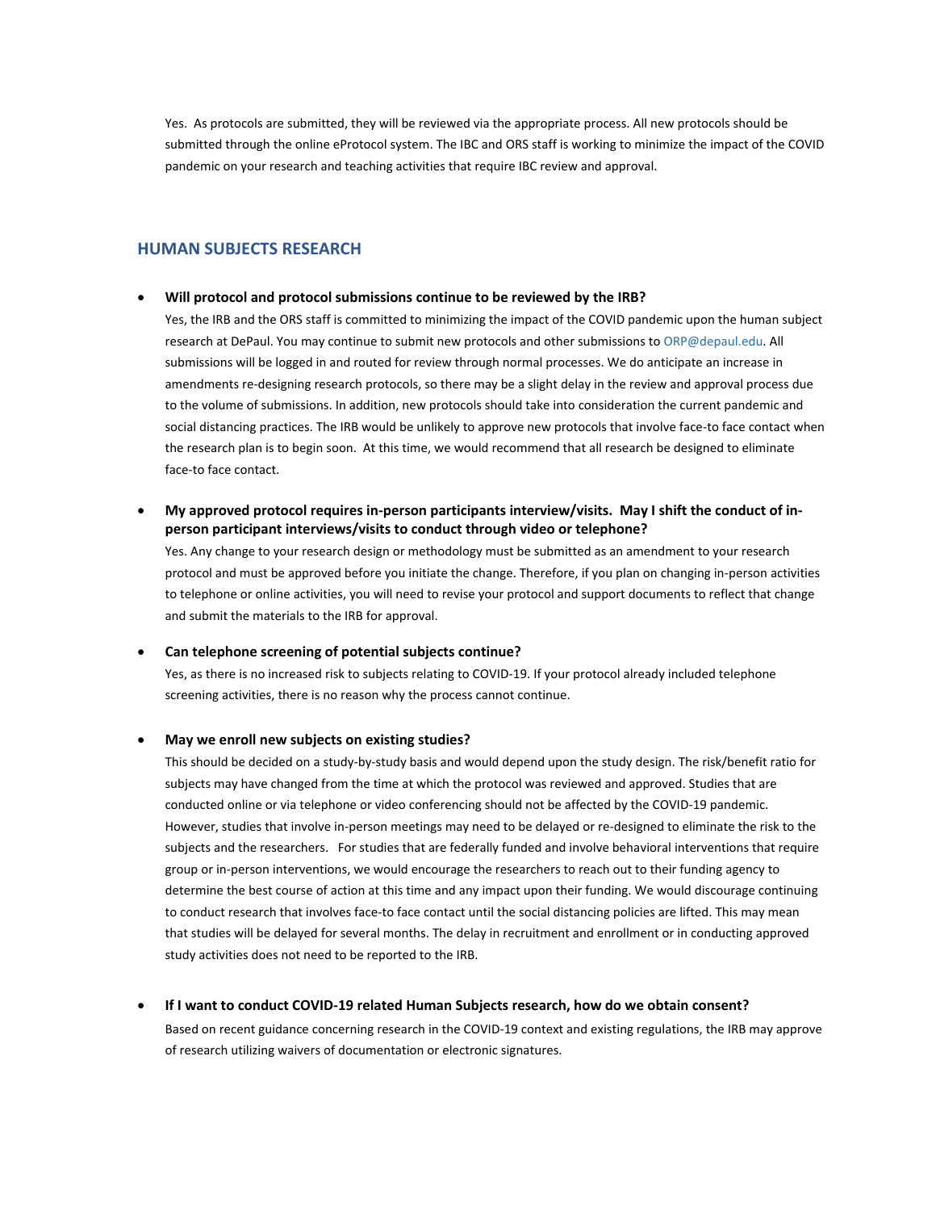Yes. As protocols are submitted, they will be reviewed via the appropriate process. All new protocols should be submitted through the online eProtocol system. The IBC and ORS staff is working to minimize the impact of the COVID pandemic on your research and teaching activities that require IBC review and approval.

## HUMAN SUBJECTS RESEARCH

- **Will protocol and protocol submissions continue to be reviewed by the IRB?**
  Yes, the IRB and the ORS staff is committed to minimizing the impact of the COVID pandemic upon the human subject research at DePaul. You may continue to submit new protocols and other submissions to ORP@depaul.edu. All submissions will be logged in and routed for review through normal processes. We do anticipate an increase in amendments re-designing research protocols, so there may be a slight delay in the review and approval process due to the volume of submissions. In addition, new protocols should take into consideration the current pandemic and social distancing practices. The IRB would be unlikely to approve new protocols that involve face-to face contact when the research plan is to begin soon. At this time, we would recommend that all research be designed to eliminate face-to face contact.

- **My approved protocol requires in-person participants interview/visits. May I shift the conduct of in-person participant interviews/visits to conduct through video or telephone?**
  Yes. Any change to your research design or methodology must be submitted as an amendment to your research protocol and must be approved before you initiate the change. Therefore, if you plan on changing in-person activities to telephone or online activities, you will need to revise your protocol and support documents to reflect that change and submit the materials to the IRB for approval.

- **Can telephone screening of potential subjects continue?**
  Yes, as there is no increased risk to subjects relating to COVID-19. If your protocol already included telephone screening activities, there is no reason why the process cannot continue.

- **May we enroll new subjects on existing studies?**
  This should be decided on a study-by-study basis and would depend upon the study design. The risk/benefit ratio for subjects may have changed from the time at which the protocol was reviewed and approved. Studies that are conducted online or via telephone or video conferencing should not be affected by the COVID-19 pandemic. However, studies that involve in-person meetings may need to be delayed or re-designed to eliminate the risk to the subjects and the researchers. For studies that are federally funded and involve behavioral interventions that require group or in-person interventions, we would encourage the researchers to reach out to their funding agency to determine the best course of action at this time and any impact upon their funding. We would discourage continuing to conduct research that involves face-to face contact until the social distancing policies are lifted. This may mean that studies will be delayed for several months. The delay in recruitment and enrollment or in conducting approved study activities does not need to be reported to the IRB.

- **If I want to conduct COVID-19 related Human Subjects research, how do we obtain consent?**
  Based on recent guidance concerning research in the COVID-19 context and existing regulations, the IRB may approve of research utilizing waivers of documentation or electronic signatures.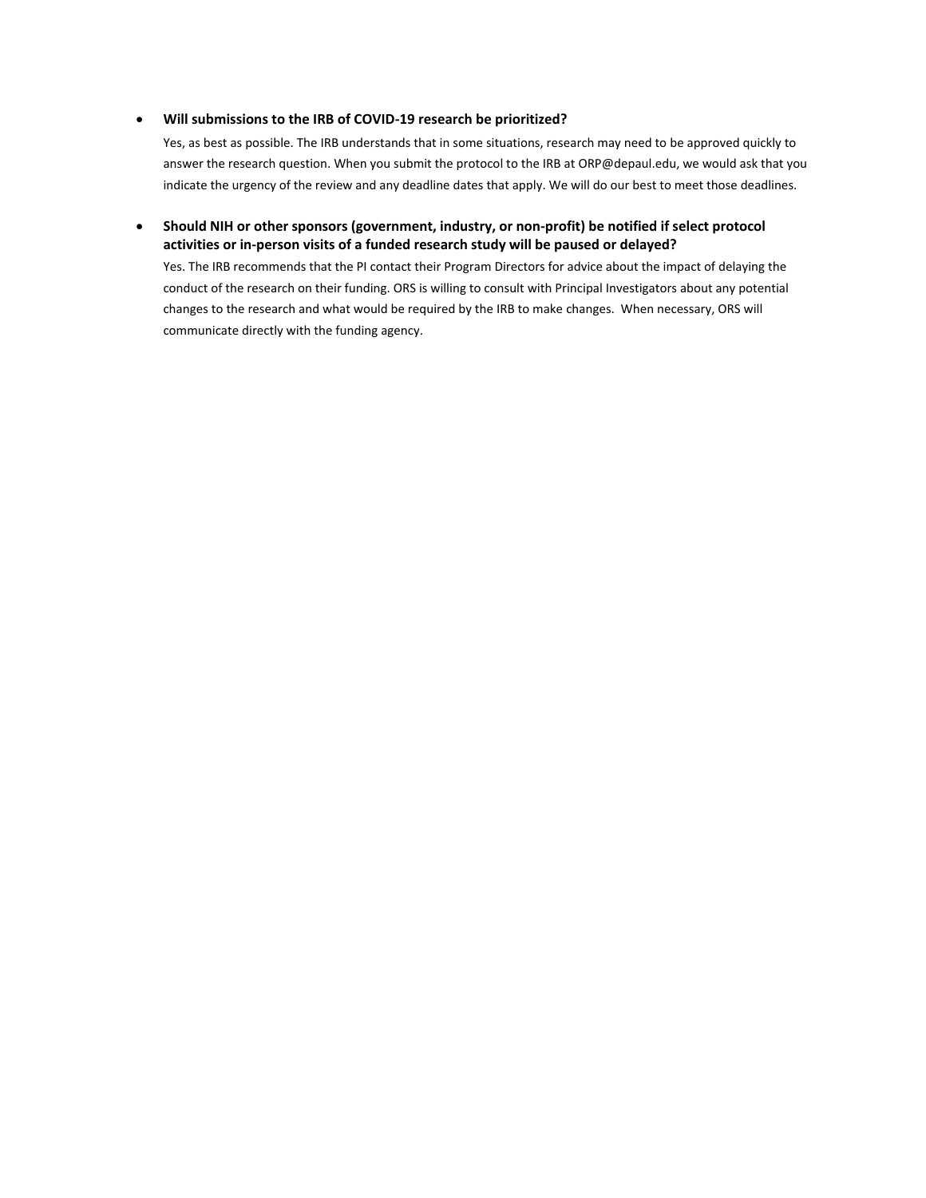- **Will submissions to the IRB of COVID-19 research be prioritized?**

  Yes, as best as possible. The IRB understands that in some situations, research may need to be approved quickly to answer the research question. When you submit the protocol to the IRB at ORP@depaul.edu, we would ask that you indicate the urgency of the review and any deadline dates that apply. We will do our best to meet those deadlines.

- **Should NIH or other sponsors (government, industry, or non-profit) be notified if select protocol activities or in-person visits of a funded research study will be paused or delayed?**

  Yes. The IRB recommends that the PI contact their Program Directors for advice about the impact of delaying the conduct of the research on their funding. ORS is willing to consult with Principal Investigators about any potential changes to the research and what would be required by the IRB to make changes. When necessary, ORS will communicate directly with the funding agency.